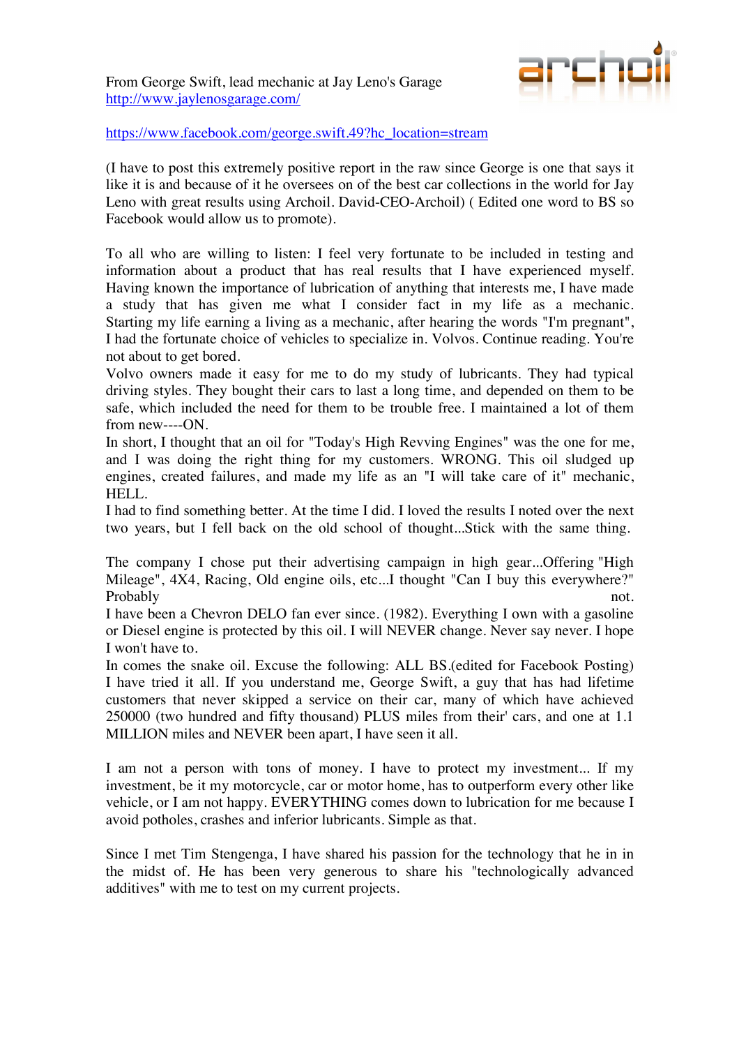From George Swift, lead mechanic at Jay Leno's Garage
http://www.jaylenosgarage.com/

https://www.facebook.com/george.swift.49?hc_location=stream

(I have to post this extremely positive report in the raw since George is one that says it like it is and because of it he oversees on of the best car collections in the world for Jay Leno with great results using Archoil. David-CEO-Archoil) ( Edited one word to BS so Facebook would allow us to promote).

To all who are willing to listen: I feel very fortunate to be included in testing and information about a product that has real results that I have experienced myself. Having known the importance of lubrication of anything that interests me, I have made a study that has given me what I consider fact in my life as a mechanic. Starting my life earning a living as a mechanic, after hearing the words "I'm pregnant", I had the fortunate choice of vehicles to specialize in. Volvos. Continue reading. You're not about to get bored.
Volvo owners made it easy for me to do my study of lubricants. They had typical driving styles. They bought their cars to last a long time, and depended on them to be safe, which included the need for them to be trouble free. I maintained a lot of them from new----ON.
In short, I thought that an oil for "Today's High Revving Engines" was the one for me, and I was doing the right thing for my customers. WRONG. This oil sludged up engines, created failures, and made my life as an "I will take care of it" mechanic, HELL.
I had to find something better. At the time I did. I loved the results I noted over the next two years, but I fell back on the old school of thought...Stick with the same thing.

The company I chose put their advertising campaign in high gear...Offering "High Mileage", 4X4, Racing, Old engine oils, etc...I thought "Can I buy this everywhere?" Probably not.
I have been a Chevron DELO fan ever since. (1982). Everything I own with a gasoline or Diesel engine is protected by this oil. I will NEVER change. Never say never. I hope I won't have to.
In comes the snake oil. Excuse the following: ALL BS.(edited for Facebook Posting) I have tried it all. If you understand me, George Swift, a guy that has had lifetime customers that never skipped a service on their car, many of which have achieved 250000 (two hundred and fifty thousand) PLUS miles from their' cars, and one at 1.1 MILLION miles and NEVER been apart, I have seen it all.

I am not a person with tons of money. I have to protect my investment... If my investment, be it my motorcycle, car or motor home, has to outperform every other like vehicle, or I am not happy. EVERYTHING comes down to lubrication for me because I avoid potholes, crashes and inferior lubricants. Simple as that.

Since I met Tim Stengenga, I have shared his passion for the technology that he in in the midst of. He has been very generous to share his "technologically advanced additives" with me to test on my current projects.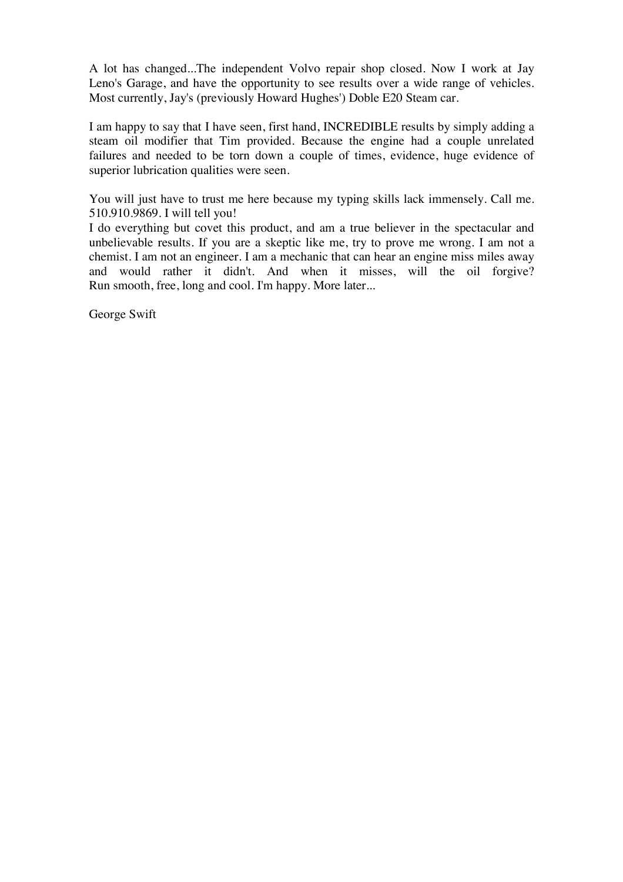A lot has changed...The independent Volvo repair shop closed. Now I work at Jay Leno's Garage, and have the opportunity to see results over a wide range of vehicles. Most currently, Jay's (previously Howard Hughes') Doble E20 Steam car.

I am happy to say that I have seen, first hand, INCREDIBLE results by simply adding a steam oil modifier that Tim provided. Because the engine had a couple unrelated failures and needed to be torn down a couple of times, evidence, huge evidence of superior lubrication qualities were seen.

You will just have to trust me here because my typing skills lack immensely. Call me. 510.910.9869. I will tell you!
I do everything but covet this product, and am a true believer in the spectacular and unbelievable results. If you are a skeptic like me, try to prove me wrong. I am not a chemist. I am not an engineer. I am a mechanic that can hear an engine miss miles away and would rather it didn't. And when it misses, will the oil forgive? Run smooth, free, long and cool. I'm happy. More later...

George Swift